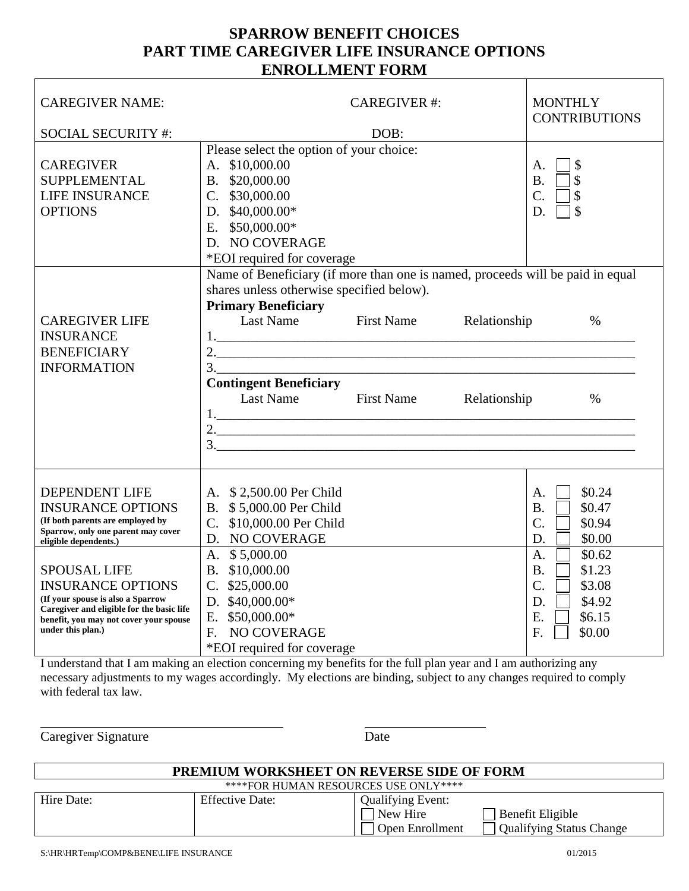# SPARROW BENEFIT CHOICES
# PART TIME CAREGIVER LIFE INSURANCE OPTIONS
# ENROLLMENT FORM

| CAREGIVER NAME: CAREGIVER #: <br> SOCIAL SECURITY #: DOB: | | MONTHLY CONTRIBUTIONS |
|---|---|---|
| CAREGIVER SUPPLEMENTAL LIFE INSURANCE OPTIONS | Please select the option of your choice:<br>A. $10,000.00<br>B. $20,000.00<br>C. $30,000.00<br>D. $40,000.00*<br>E. $50,000.00*<br>D. NO COVERAGE<br>*EOI required for coverage | A. ☐ $<br>B. ☐ $<br>C. ☐ $<br>D. ☐ $ |
| CAREGIVER LIFE INSURANCE BENEFICIARY INFORMATION | Name of Beneficiary (if more than one is named, proceeds will be paid in equal shares unless otherwise specified below).<br>**Primary Beneficiary**<br>Last Name First Name Relationship %<br>1.\_\_\_\_\_\_\_\_\_\_\_\_\_\_\_\_\_\_\_\_<br>2.\_\_\_\_\_\_\_\_\_\_\_\_\_\_\_\_\_\_\_\_<br>3.\_\_\_\_\_\_\_\_\_\_\_\_\_\_\_\_\_\_\_\_<br>**Contingent Beneficiary**<br>Last Name First Name Relationship %<br>1.\_\_\_\_\_\_\_\_\_\_\_\_\_\_\_\_\_\_\_\_<br>2.\_\_\_\_\_\_\_\_\_\_\_\_\_\_\_\_\_\_\_\_<br>3.\_\_\_\_\_\_\_\_\_\_\_\_\_\_\_\_\_\_\_\_ | |
| DEPENDENT LIFE INSURANCE OPTIONS<br>**(If both parents are employed by Sparrow, only one parent may cover eligible dependents.)** | A. $ 2,500.00 Per Child<br>B. $ 5,000.00 Per Child<br>C. $10,000.00 Per Child<br>D. NO COVERAGE | A. ☐ $0.24<br>B. ☐ $0.47<br>C. ☐ $0.94<br>D. ☐ $0.00 |
| SPOUSAL LIFE INSURANCE OPTIONS<br>**(If your spouse is also a Sparrow Caregiver and eligible for the basic life benefit, you may not cover your spouse under this plan.)** | A. $ 5,000.00<br>B. $10,000.00<br>C. $25,000.00<br>D. $40,000.00*<br>E. $50,000.00*<br>F. NO COVERAGE<br>*EOI required for coverage | A. ☐ $0.62<br>B. ☐ $1.23<br>C. ☐ $3.08<br>D. ☐ $4.92<br>E. ☐ $6.15<br>F. ☐ $0.00 |

I understand that I am making an election concerning my benefits for the full plan year and I am authorizing any necessary adjustments to my wages accordingly. My elections are binding, subject to any changes required to comply with federal tax law.

\_\_\_\_\_\_\_\_\_\_\_\_\_\_\_\_\_\_\_\_\_\_\_\_\_\_\_\_\_ \_\_\_\_\_\_\_\_\_\_\_\_\_\_\_
Caregiver Signature Date

**PREMIUM WORKSHEET ON REVERSE SIDE OF FORM**

\*\*\*\*FOR HUMAN RESOURCES USE ONLY\*\*\*\*

| Hire Date: | Effective Date: | Qualifying Event:<br>☐ New Hire ☐ Benefit Eligible<br>☐ Open Enrollment ☐ Qualifying Status Change |
|---|---|---|

S:\HR\HRTemp\COMP&BENE\LIFE INSURANCE 01/2015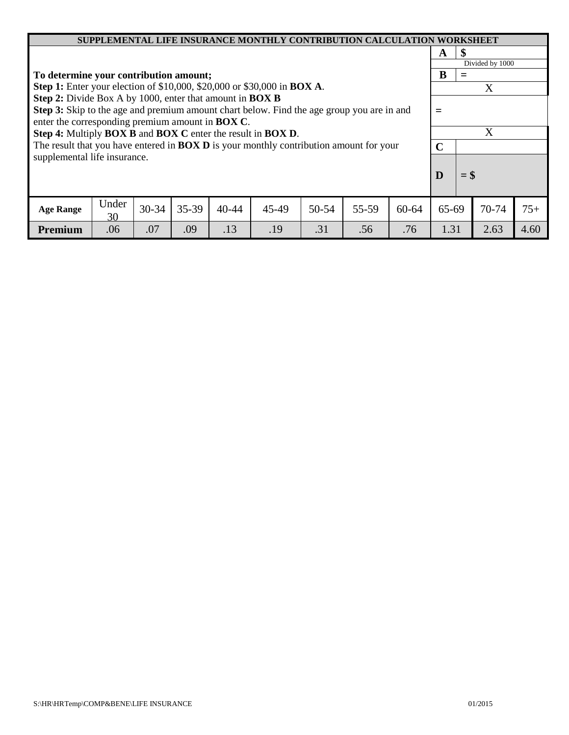## SUPPLEMENTAL LIFE INSURANCE MONTHLY CONTRIBUTION CALCULATION WORKSHEET

**To determine your contribution amount;**

**Step 1:** Enter your election of $10,000, $20,000 or $30,000 in **BOX A**.
**Step 2:** Divide Box A by 1000, enter that amount in **BOX B**
**Step 3:** Skip to the age and premium amount chart below. Find the age group you are in and enter the corresponding premium amount in **BOX C**.
**Step 4:** Multiply **BOX B** and **BOX C** enter the result in **BOX D**.
The result that you have entered in **BOX D** is your monthly contribution amount for your supplemental life insurance.

| | |
|---|---|
| **A** | **$** |
| | Divided by 1000 |
| **B** | **=** |
| | X |
| **=** | |
| | X |
| **C** | |
| **D** | **= $** |

| **Age Range** | Under 30 | 30-34 | 35-39 | 40-44 | 45-49 | 50-54 | 55-59 | 60-64 | 65-69 | 70-74 | 75+ |
|---|---|---|---|---|---|---|---|---|---|---|---|
| **Premium** | .06 | .07 | .09 | .13 | .19 | .31 | .56 | .76 | 1.31 | 2.63 | 4.60 |

S:\HR\HRTemp\COMP&BENE\LIFE INSURANCE 01/2015